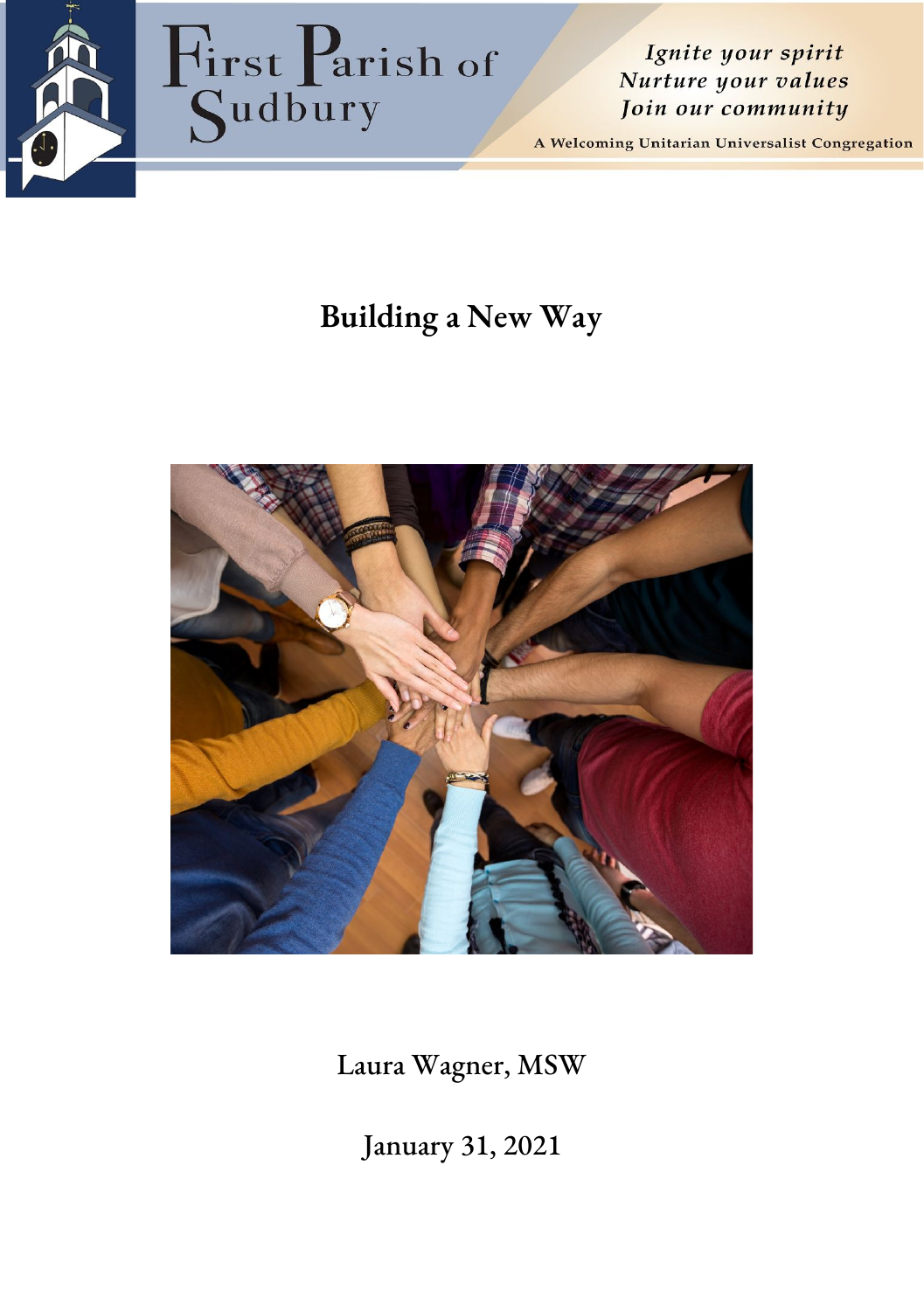First Parish of Sudbury

*Ignite your spirit*
*Nurture your values*
*Join our community*

A Welcoming Unitarian Universalist Congregation

# Building a New Way

Laura Wagner, MSW

January 31, 2021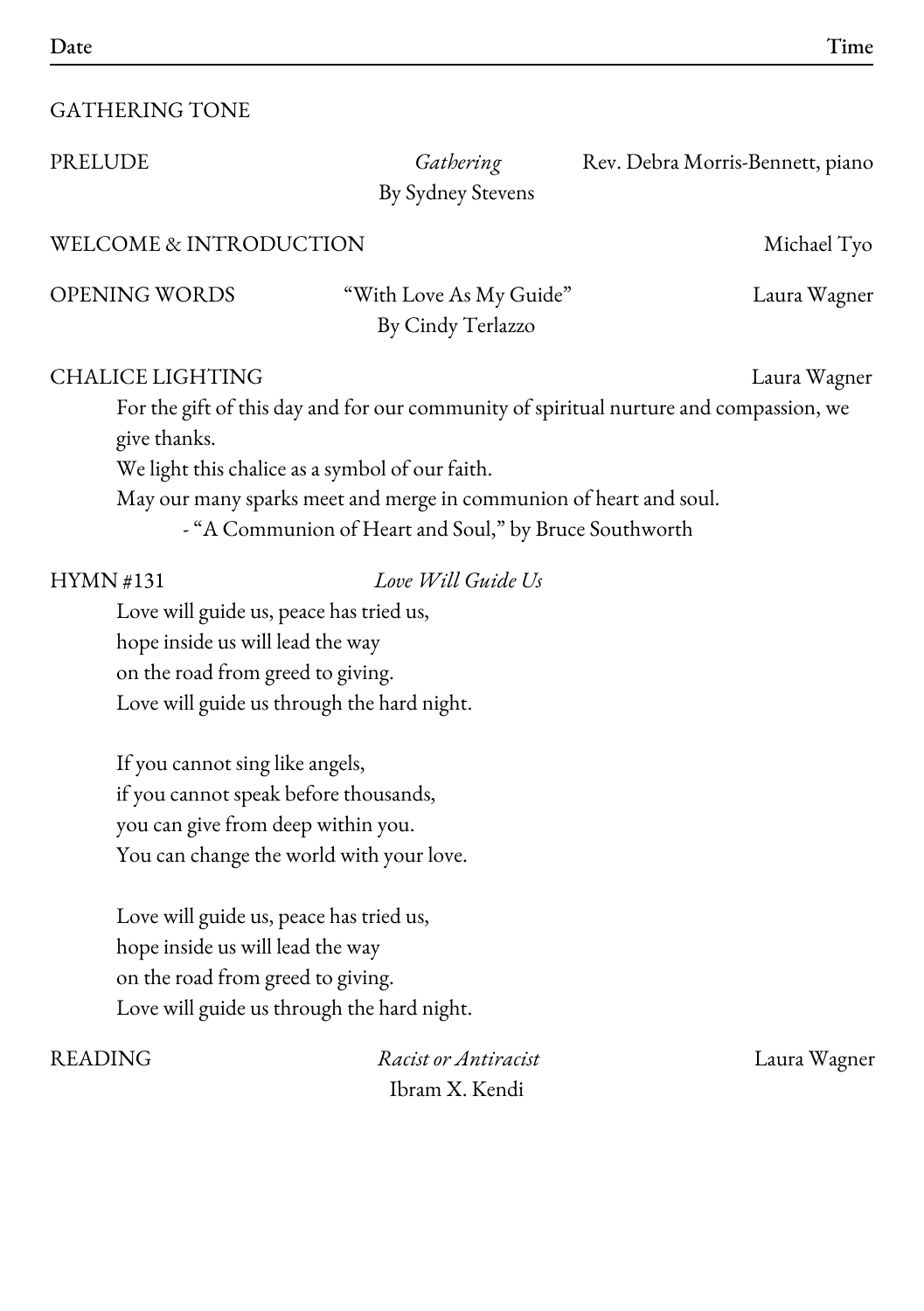| Date | Time |
|---|---|

GATHERING TONE

PRELUDE — *Gathering* By Sydney Stevens — Rev. Debra Morris-Bennett, piano

WELCOME & INTRODUCTION — Michael Tyo

OPENING WORDS — "With Love As My Guide" By Cindy Terlazzo — Laura Wagner

CHALICE LIGHTING — Laura Wagner

For the gift of this day and for our community of spiritual nurture and compassion, we give thanks.
We light this chalice as a symbol of our faith.
May our many sparks meet and merge in communion of heart and soul.
- "A Communion of Heart and Soul," by Bruce Southworth

HYMN #131 — *Love Will Guide Us*

Love will guide us, peace has tried us,
hope inside us will lead the way
on the road from greed to giving.
Love will guide us through the hard night.

If you cannot sing like angels,
if you cannot speak before thousands,
you can give from deep within you.
You can change the world with your love.

Love will guide us, peace has tried us,
hope inside us will lead the way
on the road from greed to giving.
Love will guide us through the hard night.

READING — *Racist or Antiracist* Ibram X. Kendi — Laura Wagner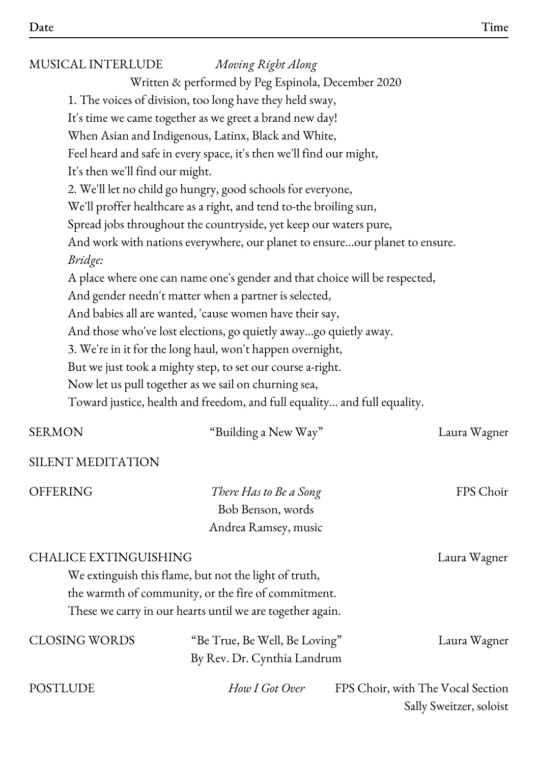MUSICAL INTERLUDE *Moving Right Along*

Written & performed by Peg Espinola, December 2020

1. The voices of division, too long have they held sway,
It's time we came together as we greet a brand new day!
When Asian and Indigenous, Latinx, Black and White,
Feel heard and safe in every space, it's then we'll find our might,
It's then we'll find our might.

2. We'll let no child go hungry, good schools for everyone,
We'll proffer healthcare as a right, and tend to-the broiling sun,
Spread jobs throughout the countryside, yet keep our waters pure,
And work with nations everywhere, our planet to ensure...our planet to ensure.

*Bridge:*
A place where one can name one's gender and that choice will be respected,
And gender needn't matter when a partner is selected,
And babies all are wanted, 'cause women have their say,
And those who've lost elections, go quietly away...go quietly away.

3. We're in it for the long haul, won't happen overnight,
But we just took a mighty step, to set our course a-right.
Now let us pull together as we sail on churning sea,
Toward justice, health and freedom, and full equality... and full equality.

SERMON "Building a New Way" Laura Wagner

SILENT MEDITATION

OFFERING *There Has to Be a Song* FPS Choir
Bob Benson, words
Andrea Ramsey, music

CHALICE EXTINGUISHING Laura Wagner

We extinguish this flame, but not the light of truth,
the warmth of community, or the fire of commitment.
These we carry in our hearts until we are together again.

CLOSING WORDS "Be True, Be Well, Be Loving" Laura Wagner
By Rev. Dr. Cynthia Landrum

POSTLUDE *How I Got Over* FPS Choir, with The Vocal Section
Sally Sweitzer, soloist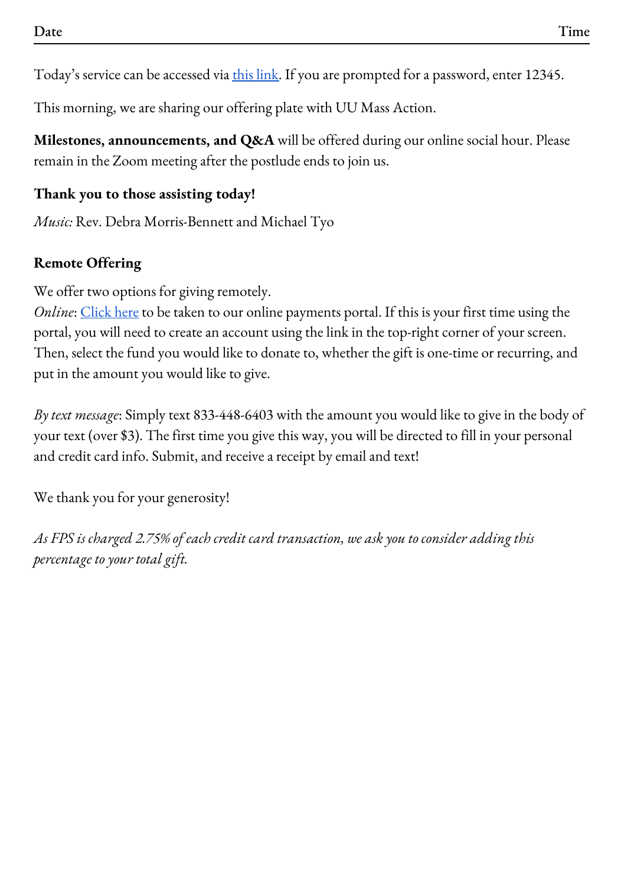| Date | Time |
|---|---|

Today's service can be accessed via this link. If you are prompted for a password, enter 12345.

This morning, we are sharing our offering plate with UU Mass Action.

**Milestones, announcements, and Q&A** will be offered during our online social hour. Please remain in the Zoom meeting after the postlude ends to join us.

**Thank you to those assisting today!**

*Music:* Rev. Debra Morris-Bennett and Michael Tyo

**Remote Offering**

We offer two options for giving remotely.
*Online*: Click here to be taken to our online payments portal. If this is your first time using the portal, you will need to create an account using the link in the top-right corner of your screen. Then, select the fund you would like to donate to, whether the gift is one-time or recurring, and put in the amount you would like to give.

*By text message*: Simply text 833-448-6403 with the amount you would like to give in the body of your text (over $3). The first time you give this way, you will be directed to fill in your personal and credit card info. Submit, and receive a receipt by email and text!

We thank you for your generosity!

*As FPS is charged 2.75% of each credit card transaction, we ask you to consider adding this percentage to your total gift.*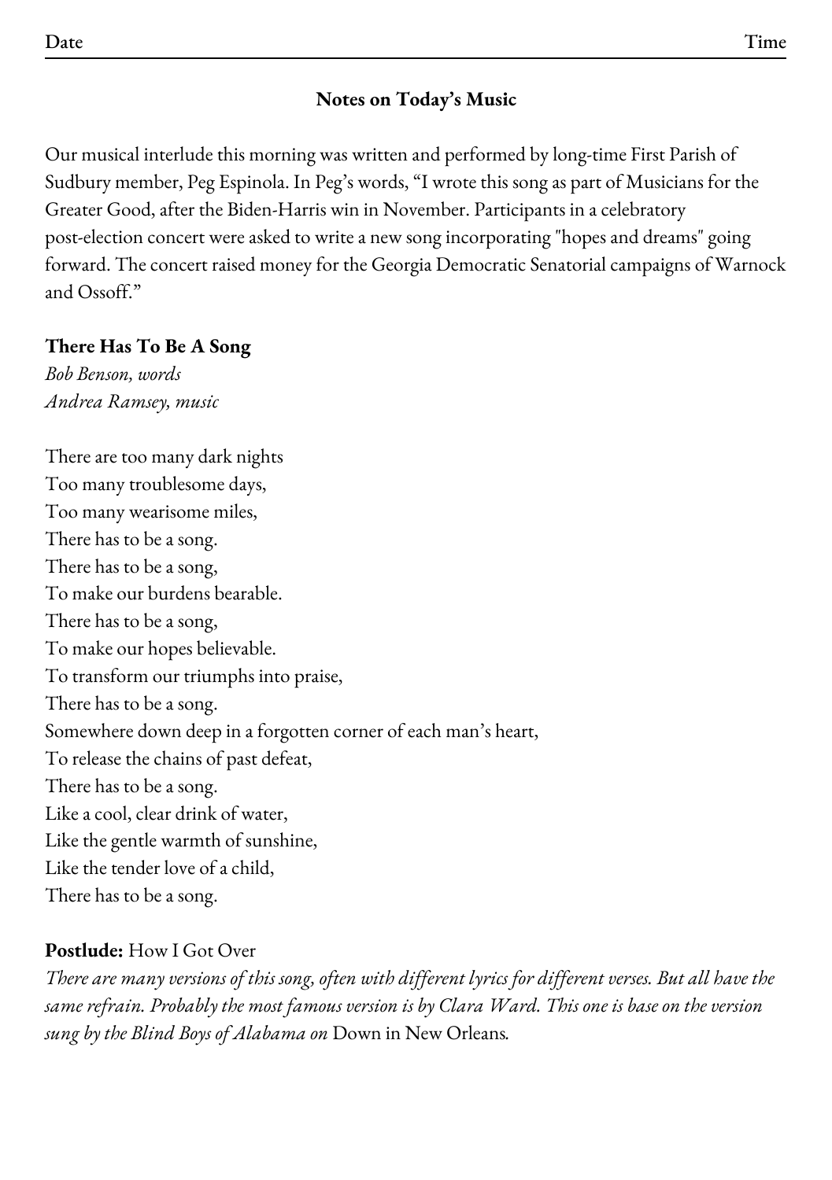Date Time

### Notes on Today's Music

Our musical interlude this morning was written and performed by long-time First Parish of Sudbury member, Peg Espinola. In Peg's words, "I wrote this song as part of Musicians for the Greater Good, after the Biden-Harris win in November. Participants in a celebratory post-election concert were asked to write a new song incorporating "hopes and dreams" going forward. The concert raised money for the Georgia Democratic Senatorial campaigns of Warnock and Ossoff."

**There Has To Be A Song**
*Bob Benson, words*
*Andrea Ramsey, music*

There are too many dark nights
Too many troublesome days,
Too many wearisome miles,
There has to be a song.
There has to be a song,
To make our burdens bearable.
There has to be a song,
To make our hopes believable.
To transform our triumphs into praise,
There has to be a song.
Somewhere down deep in a forgotten corner of each man's heart,
To release the chains of past defeat,
There has to be a song.
Like a cool, clear drink of water,
Like the gentle warmth of sunshine,
Like the tender love of a child,
There has to be a song.

**Postlude:** How I Got Over
*There are many versions of this song, often with different lyrics for different verses. But all have the same refrain. Probably the most famous version is by Clara Ward. This one is base on the version sung by the Blind Boys of Alabama on* Down in New Orleans*.*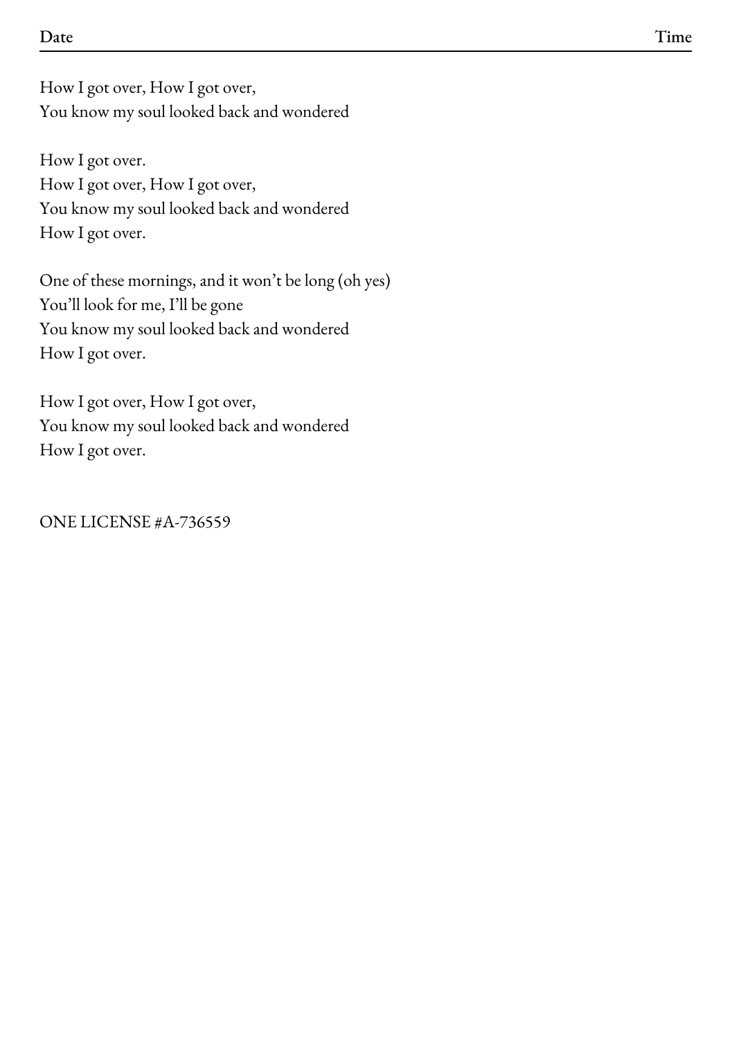How I got over, How I got over,
You know my soul looked back and wondered

How I got over.
How I got over, How I got over,
You know my soul looked back and wondered
How I got over.

One of these mornings, and it won't be long (oh yes)
You'll look for me, I'll be gone
You know my soul looked back and wondered
How I got over.

How I got over, How I got over,
You know my soul looked back and wondered
How I got over.

ONE LICENSE #A-736559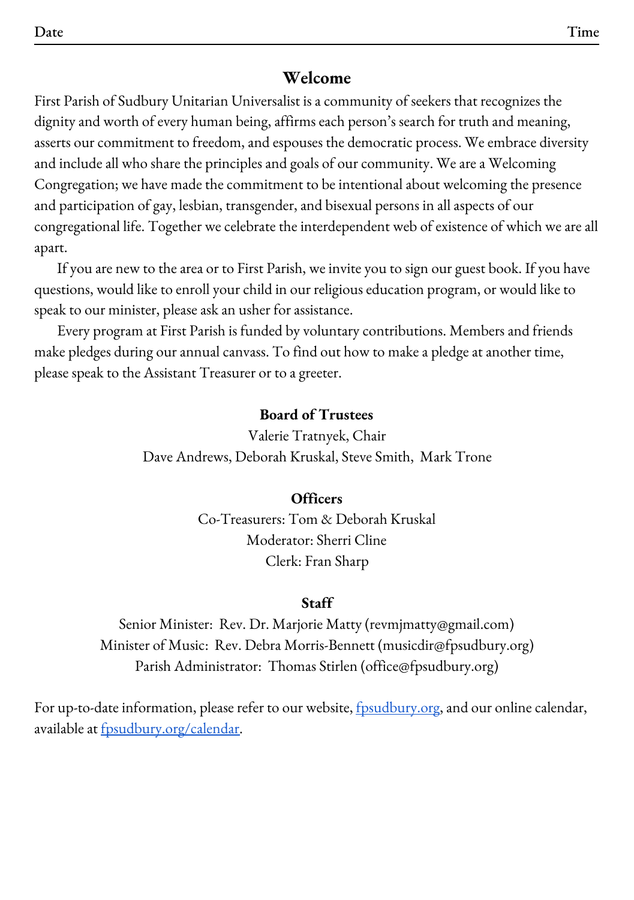| Date | Time |
|---|---|

## Welcome

First Parish of Sudbury Unitarian Universalist is a community of seekers that recognizes the dignity and worth of every human being, affirms each person's search for truth and meaning, asserts our commitment to freedom, and espouses the democratic process. We embrace diversity and include all who share the principles and goals of our community. We are a Welcoming Congregation; we have made the commitment to be intentional about welcoming the presence and participation of gay, lesbian, transgender, and bisexual persons in all aspects of our congregational life. Together we celebrate the interdependent web of existence of which we are all apart.

If you are new to the area or to First Parish, we invite you to sign our guest book. If you have questions, would like to enroll your child in our religious education program, or would like to speak to our minister, please ask an usher for assistance.

Every program at First Parish is funded by voluntary contributions. Members and friends make pledges during our annual canvass. To find out how to make a pledge at another time, please speak to the Assistant Treasurer or to a greeter.

**Board of Trustees**

Valerie Tratnyek, Chair
Dave Andrews, Deborah Kruskal, Steve Smith, Mark Trone

**Officers**

Co-Treasurers: Tom & Deborah Kruskal
Moderator: Sherri Cline
Clerk: Fran Sharp

**Staff**

Senior Minister: Rev. Dr. Marjorie Matty (revmjmatty@gmail.com)
Minister of Music: Rev. Debra Morris-Bennett (musicdir@fpsudbury.org)
Parish Administrator: Thomas Stirlen (office@fpsudbury.org)

For up-to-date information, please refer to our website, [fpsudbury.org](fpsudbury.org), and our online calendar, available at [fpsudbury.org/calendar](fpsudbury.org/calendar).